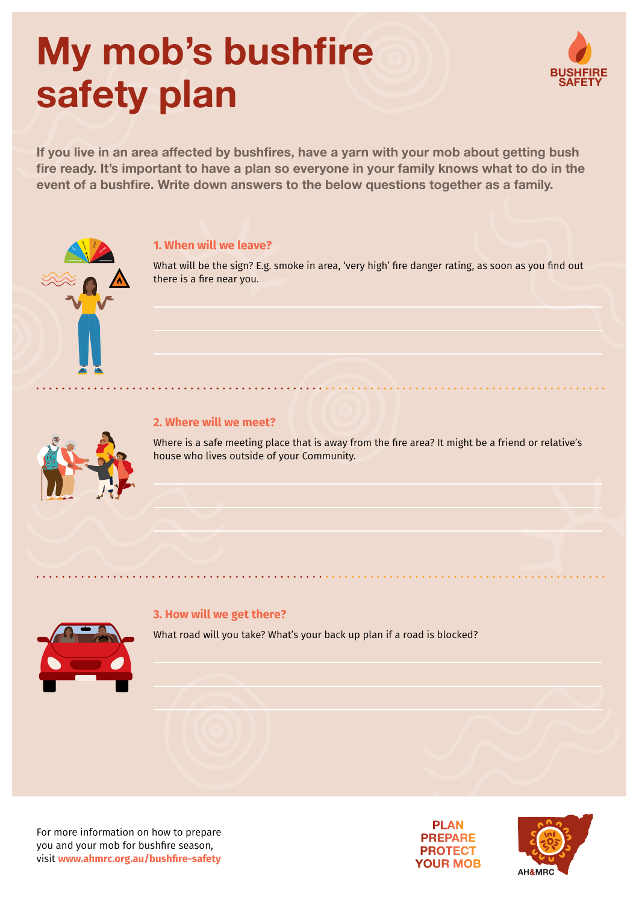# My mob's bushfire safety plan

BUSHFIRE SAFETY

**If you live in an area affected by bushfires, have a yarn with your mob about getting bush fire ready. It's important to have a plan so everyone in your family knows what to do in the event of a bushfire. Write down answers to the below questions together as a family.**

## 1. When will we leave?

What will be the sign? E.g. smoke in area, 'very high' fire danger rating, as soon as you find out there is a fire near you.

## 2. Where will we meet?

Where is a safe meeting place that is away from the fire area? It might be a friend or relative's house who lives outside of your Community.

## 3. How will we get there?

What road will you take? What's your back up plan if a road is blocked?

For more information on how to prepare you and your mob for bushfire season, visit **www.ahmrc.org.au/bushfire-safety**

PLAN PREPARE PROTECT YOUR MOB

AH&MRC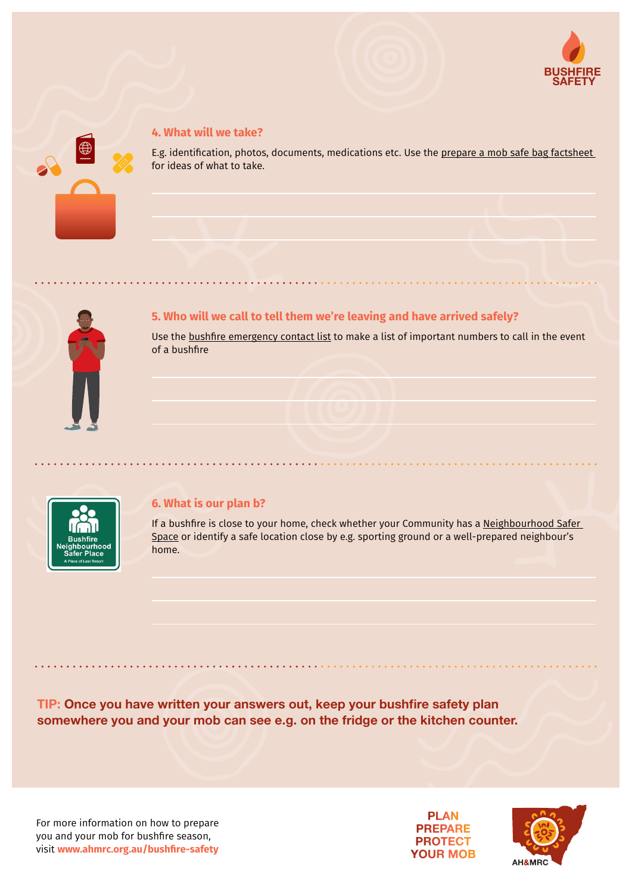### 4. What will we take?

E.g. identification, photos, documents, medications etc. Use the prepare a mob safe bag factsheet for ideas of what to take.

### 5. Who will we call to tell them we're leaving and have arrived safely?

Use the bushfire emergency contact list to make a list of important numbers to call in the event of a bushfire

### 6. What is our plan b?

If a bushfire is close to your home, check whether your Community has a Neighbourhood Safer Space or identify a safe location close by e.g. sporting ground or a well-prepared neighbour's home.

**TIP: Once you have written your answers out, keep your bushfire safety plan somewhere you and your mob can see e.g. on the fridge or the kitchen counter.**

For more information on how to prepare you and your mob for bushfire season, visit **www.ahmrc.org.au/bushfire-safety**

PLAN
PREPARE
PROTECT
YOUR MOB